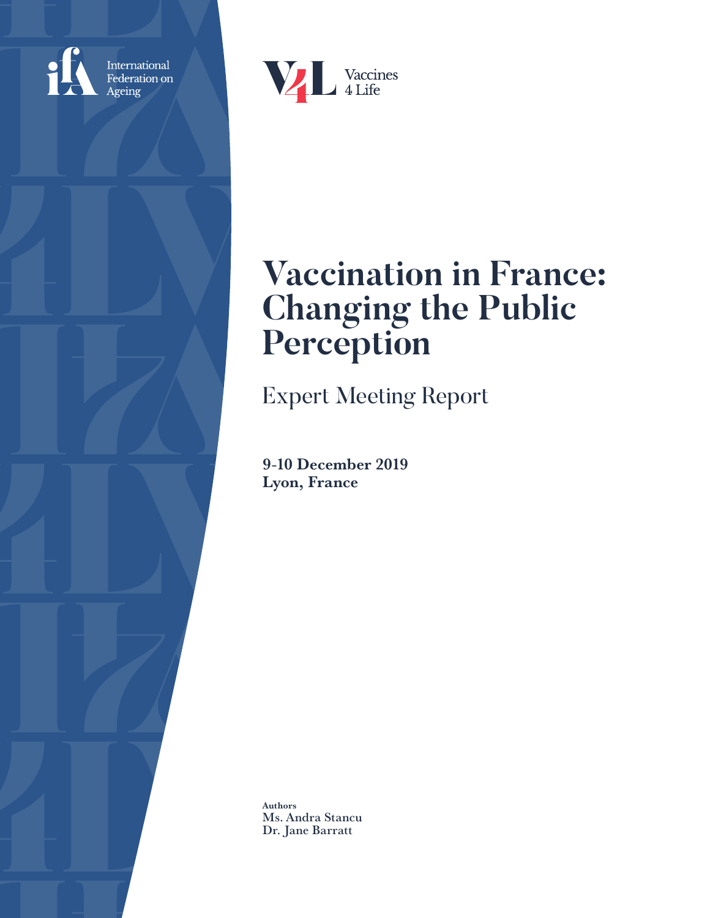International Federation on Ageing

Vaccines 4 Life

# Vaccination in France: Changing the Public Perception

## Expert Meeting Report

**9-10 December 2019**
**Lyon, France**

**Authors**
**Ms. Andra Stancu**
**Dr. Jane Barratt**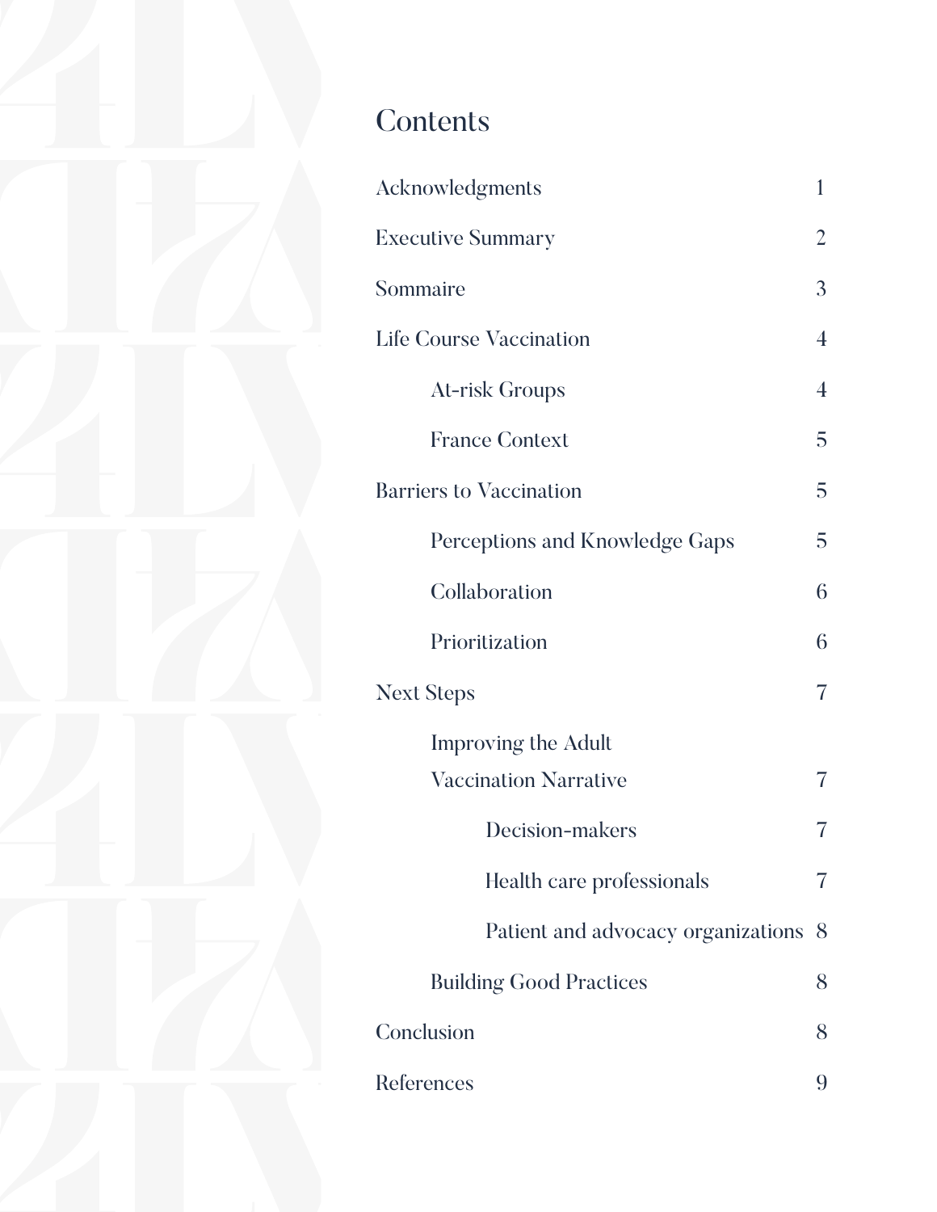# Contents

- Acknowledgments 1
- Executive Summary 2
- Sommaire 3
- Life Course Vaccination 4
  - At-risk Groups 4
  - France Context 5
- Barriers to Vaccination 5
  - Perceptions and Knowledge Gaps 5
  - Collaboration 6
  - Prioritization 6
- Next Steps 7
  - Improving the Adult Vaccination Narrative 7
    - Decision-makers 7
    - Health care professionals 7
    - Patient and advocacy organizations 8
  - Building Good Practices 8
- Conclusion 8
- References 9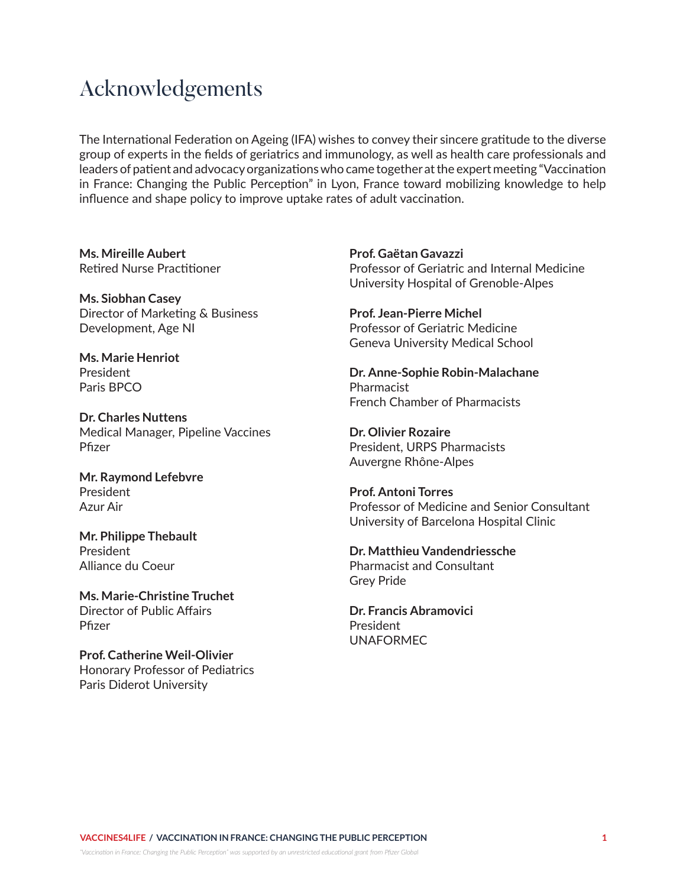# Acknowledgements

The International Federation on Ageing (IFA) wishes to convey their sincere gratitude to the diverse group of experts in the fields of geriatrics and immunology, as well as health care professionals and leaders of patient and advocacy organizations who came together at the expert meeting "Vaccination in France: Changing the Public Perception" in Lyon, France toward mobilizing knowledge to help influence and shape policy to improve uptake rates of adult vaccination.

**Ms. Mireille Aubert**
Retired Nurse Practitioner

**Ms. Siobhan Casey**
Director of Marketing & Business Development, Age NI

**Ms. Marie Henriot**
President
Paris BPCO

**Dr. Charles Nuttens**
Medical Manager, Pipeline Vaccines
Pfizer

**Mr. Raymond Lefebvre**
President
Azur Air

**Mr. Philippe Thebault**
President
Alliance du Coeur

**Ms. Marie-Christine Truchet**
Director of Public Affairs
Pfizer

**Prof. Catherine Weil-Olivier**
Honorary Professor of Pediatrics
Paris Diderot University

**Prof. Gaëtan Gavazzi**
Professor of Geriatric and Internal Medicine
University Hospital of Grenoble-Alpes

**Prof. Jean-Pierre Michel**
Professor of Geriatric Medicine
Geneva University Medical School

**Dr. Anne-Sophie Robin-Malachane**
Pharmacist
French Chamber of Pharmacists

**Dr. Olivier Rozaire**
President, URPS Pharmacists
Auvergne Rhône-Alpes

**Prof. Antoni Torres**
Professor of Medicine and Senior Consultant
University of Barcelona Hospital Clinic

**Dr. Matthieu Vandendriessche**
Pharmacist and Consultant
Grey Pride

**Dr. Francis Abramovici**
President
UNAFORMEC

*"Vaccination in France: Changing the Public Perception" was supported by an unrestricted educational grant from Pfizer Global*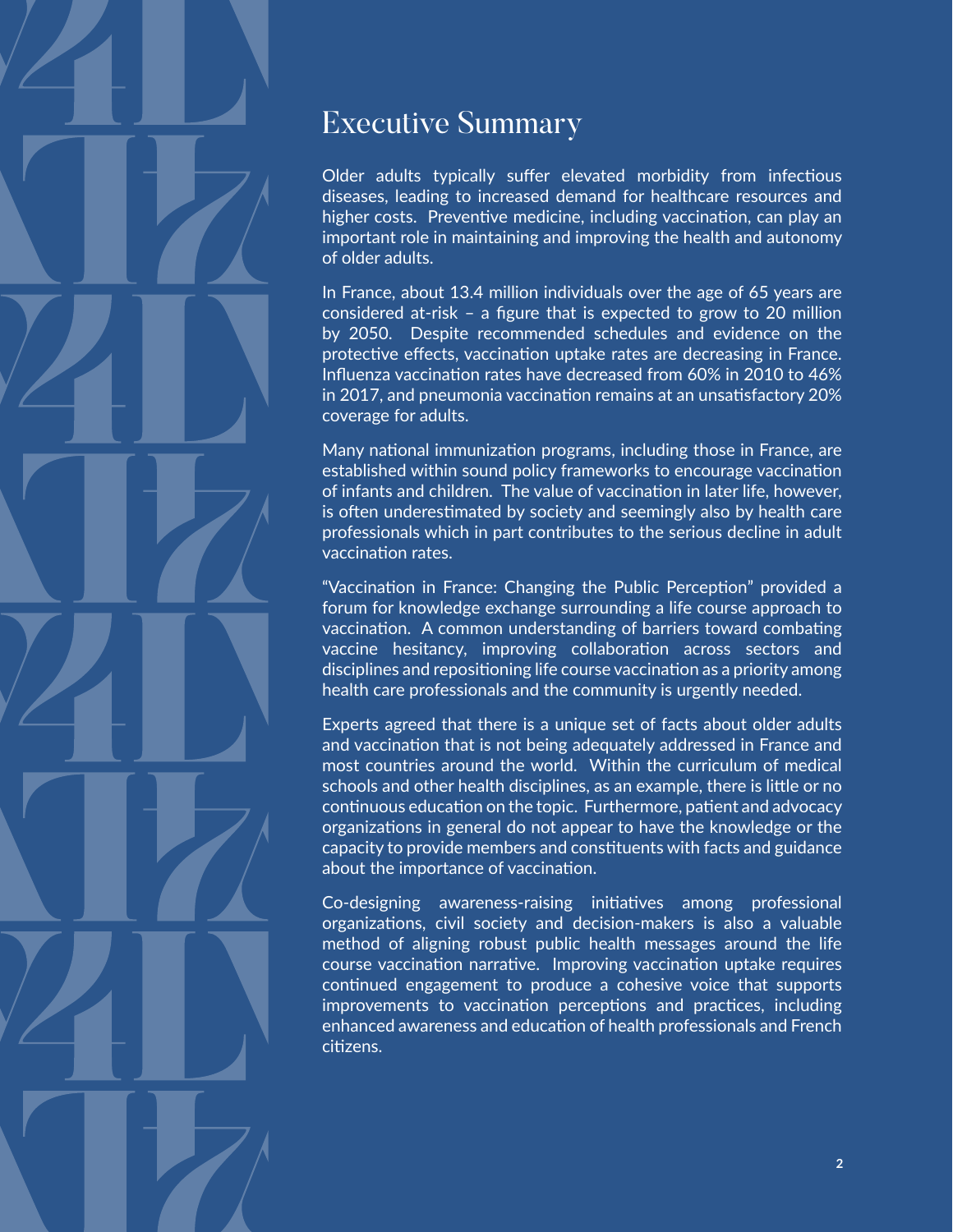# Executive Summary

Older adults typically suffer elevated morbidity from infectious diseases, leading to increased demand for healthcare resources and higher costs. Preventive medicine, including vaccination, can play an important role in maintaining and improving the health and autonomy of older adults.

In France, about 13.4 million individuals over the age of 65 years are considered at-risk – a figure that is expected to grow to 20 million by 2050. Despite recommended schedules and evidence on the protective effects, vaccination uptake rates are decreasing in France. Influenza vaccination rates have decreased from 60% in 2010 to 46% in 2017, and pneumonia vaccination remains at an unsatisfactory 20% coverage for adults.

Many national immunization programs, including those in France, are established within sound policy frameworks to encourage vaccination of infants and children. The value of vaccination in later life, however, is often underestimated by society and seemingly also by health care professionals which in part contributes to the serious decline in adult vaccination rates.

"Vaccination in France: Changing the Public Perception" provided a forum for knowledge exchange surrounding a life course approach to vaccination. A common understanding of barriers toward combating vaccine hesitancy, improving collaboration across sectors and disciplines and repositioning life course vaccination as a priority among health care professionals and the community is urgently needed.

Experts agreed that there is a unique set of facts about older adults and vaccination that is not being adequately addressed in France and most countries around the world. Within the curriculum of medical schools and other health disciplines, as an example, there is little or no continuous education on the topic. Furthermore, patient and advocacy organizations in general do not appear to have the knowledge or the capacity to provide members and constituents with facts and guidance about the importance of vaccination.

Co-designing awareness-raising initiatives among professional organizations, civil society and decision-makers is also a valuable method of aligning robust public health messages around the life course vaccination narrative. Improving vaccination uptake requires continued engagement to produce a cohesive voice that supports improvements to vaccination perceptions and practices, including enhanced awareness and education of health professionals and French citizens.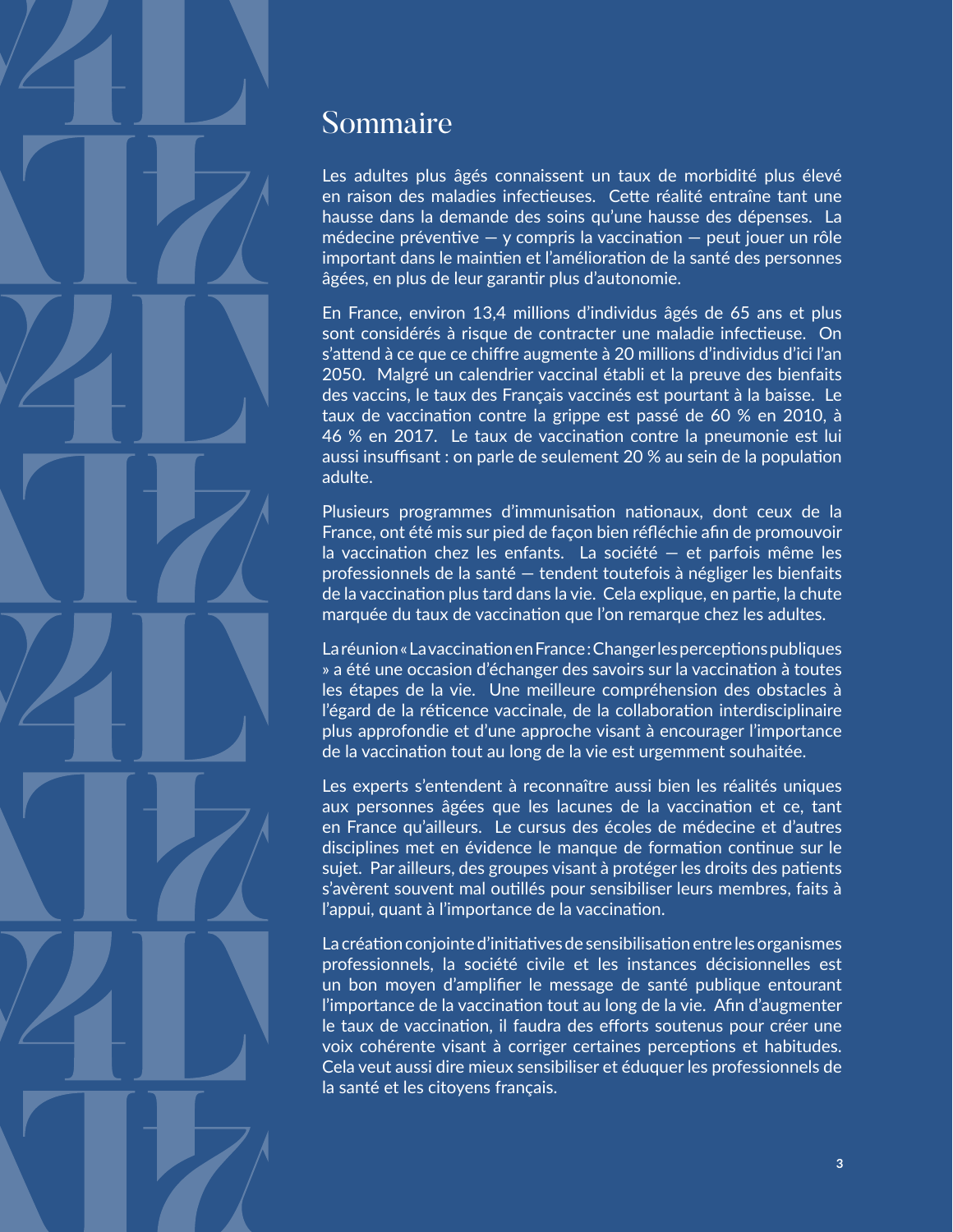# Sommaire

Les adultes plus âgés connaissent un taux de morbidité plus élevé en raison des maladies infectieuses. Cette réalité entraîne tant une hausse dans la demande des soins qu'une hausse des dépenses. La médecine préventive — y compris la vaccination — peut jouer un rôle important dans le maintien et l'amélioration de la santé des personnes âgées, en plus de leur garantir plus d'autonomie.

En France, environ 13,4 millions d'individus âgés de 65 ans et plus sont considérés à risque de contracter une maladie infectieuse. On s'attend à ce que ce chiffre augmente à 20 millions d'individus d'ici l'an 2050. Malgré un calendrier vaccinal établi et la preuve des bienfaits des vaccins, le taux des Français vaccinés est pourtant à la baisse. Le taux de vaccination contre la grippe est passé de 60 % en 2010, à 46 % en 2017. Le taux de vaccination contre la pneumonie est lui aussi insuffisant : on parle de seulement 20 % au sein de la population adulte.

Plusieurs programmes d'immunisation nationaux, dont ceux de la France, ont été mis sur pied de façon bien réfléchie afin de promouvoir la vaccination chez les enfants. La société — et parfois même les professionnels de la santé — tendent toutefois à négliger les bienfaits de la vaccination plus tard dans la vie. Cela explique, en partie, la chute marquée du taux de vaccination que l'on remarque chez les adultes.

La réunion « La vaccination en France : Changer les perceptions publiques » a été une occasion d'échanger des savoirs sur la vaccination à toutes les étapes de la vie. Une meilleure compréhension des obstacles à l'égard de la réticence vaccinale, de la collaboration interdisciplinaire plus approfondie et d'une approche visant à encourager l'importance de la vaccination tout au long de la vie est urgemment souhaitée.

Les experts s'entendent à reconnaître aussi bien les réalités uniques aux personnes âgées que les lacunes de la vaccination et ce, tant en France qu'ailleurs. Le cursus des écoles de médecine et d'autres disciplines met en évidence le manque de formation continue sur le sujet. Par ailleurs, des groupes visant à protéger les droits des patients s'avèrent souvent mal outillés pour sensibiliser leurs membres, faits à l'appui, quant à l'importance de la vaccination.

La création conjointe d'initiatives de sensibilisation entre les organismes professionnels, la société civile et les instances décisionnelles est un bon moyen d'amplifier le message de santé publique entourant l'importance de la vaccination tout au long de la vie. Afin d'augmenter le taux de vaccination, il faudra des efforts soutenus pour créer une voix cohérente visant à corriger certaines perceptions et habitudes. Cela veut aussi dire mieux sensibiliser et éduquer les professionnels de la santé et les citoyens français.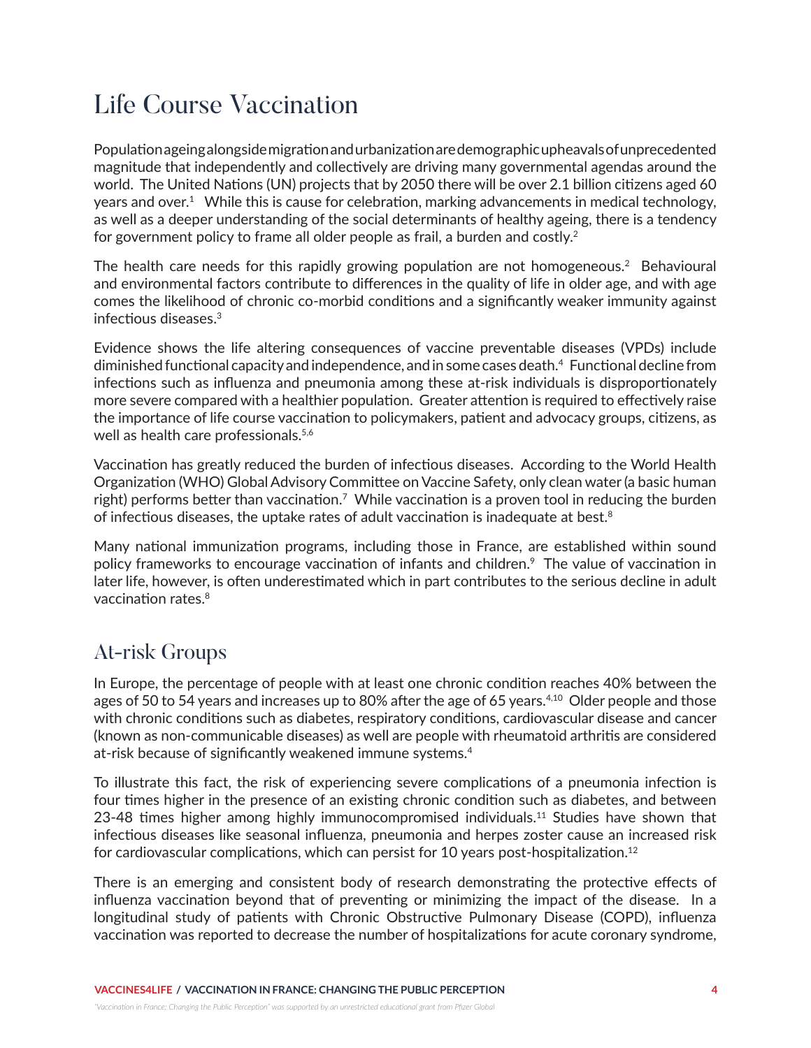# Life Course Vaccination

Population ageing alongside migration and urbanization are demographic upheavals of unprecedented magnitude that independently and collectively are driving many governmental agendas around the world. The United Nations (UN) projects that by 2050 there will be over 2.1 billion citizens aged 60 years and over.[1] While this is cause for celebration, marking advancements in medical technology, as well as a deeper understanding of the social determinants of healthy ageing, there is a tendency for government policy to frame all older people as frail, a burden and costly.[2]

The health care needs for this rapidly growing population are not homogeneous.[2] Behavioural and environmental factors contribute to differences in the quality of life in older age, and with age comes the likelihood of chronic co-morbid conditions and a significantly weaker immunity against infectious diseases.[3]

Evidence shows the life altering consequences of vaccine preventable diseases (VPDs) include diminished functional capacity and independence, and in some cases death.[4] Functional decline from infections such as influenza and pneumonia among these at-risk individuals is disproportionately more severe compared with a healthier population. Greater attention is required to effectively raise the importance of life course vaccination to policymakers, patient and advocacy groups, citizens, as well as health care professionals.[5,6]

Vaccination has greatly reduced the burden of infectious diseases. According to the World Health Organization (WHO) Global Advisory Committee on Vaccine Safety, only clean water (a basic human right) performs better than vaccination.[7] While vaccination is a proven tool in reducing the burden of infectious diseases, the uptake rates of adult vaccination is inadequate at best.[8]

Many national immunization programs, including those in France, are established within sound policy frameworks to encourage vaccination of infants and children.[9] The value of vaccination in later life, however, is often underestimated which in part contributes to the serious decline in adult vaccination rates.[8]

## At-risk Groups

In Europe, the percentage of people with at least one chronic condition reaches 40% between the ages of 50 to 54 years and increases up to 80% after the age of 65 years.[4,10] Older people and those with chronic conditions such as diabetes, respiratory conditions, cardiovascular disease and cancer (known as non-communicable diseases) as well are people with rheumatoid arthritis are considered at-risk because of significantly weakened immune systems.[4]

To illustrate this fact, the risk of experiencing severe complications of a pneumonia infection is four times higher in the presence of an existing chronic condition such as diabetes, and between 23-48 times higher among highly immunocompromised individuals.[11] Studies have shown that infectious diseases like seasonal influenza, pneumonia and herpes zoster cause an increased risk for cardiovascular complications, which can persist for 10 years post-hospitalization.[12]

There is an emerging and consistent body of research demonstrating the protective effects of influenza vaccination beyond that of preventing or minimizing the impact of the disease. In a longitudinal study of patients with Chronic Obstructive Pulmonary Disease (COPD), influenza vaccination was reported to decrease the number of hospitalizations for acute coronary syndrome,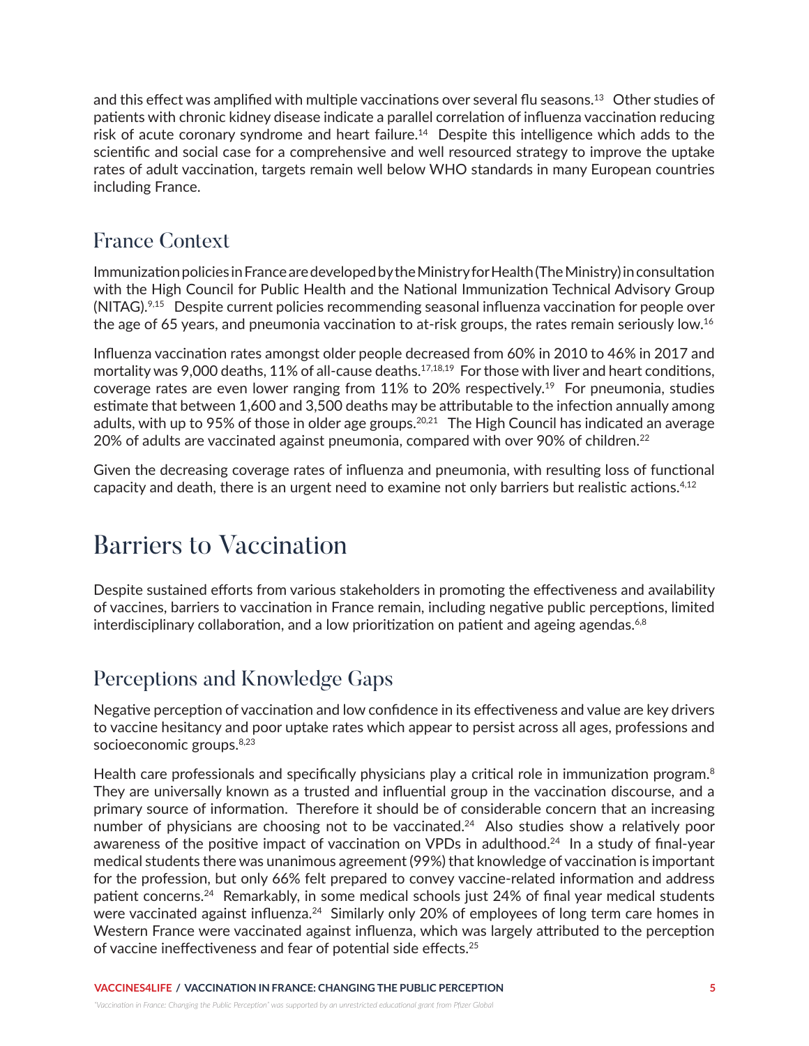and this effect was amplified with multiple vaccinations over several flu seasons.[13] Other studies of patients with chronic kidney disease indicate a parallel correlation of influenza vaccination reducing risk of acute coronary syndrome and heart failure.[14] Despite this intelligence which adds to the scientific and social case for a comprehensive and well resourced strategy to improve the uptake rates of adult vaccination, targets remain well below WHO standards in many European countries including France.

## France Context

Immunization policies in France are developed by the Ministry for Health (The Ministry) in consultation with the High Council for Public Health and the National Immunization Technical Advisory Group (NITAG).[9,15] Despite current policies recommending seasonal influenza vaccination for people over the age of 65 years, and pneumonia vaccination to at-risk groups, the rates remain seriously low.[16]

Influenza vaccination rates amongst older people decreased from 60% in 2010 to 46% in 2017 and mortality was 9,000 deaths, 11% of all-cause deaths.[17,18,19] For those with liver and heart conditions, coverage rates are even lower ranging from 11% to 20% respectively.[19] For pneumonia, studies estimate that between 1,600 and 3,500 deaths may be attributable to the infection annually among adults, with up to 95% of those in older age groups.[20,21] The High Council has indicated an average 20% of adults are vaccinated against pneumonia, compared with over 90% of children.[22]

Given the decreasing coverage rates of influenza and pneumonia, with resulting loss of functional capacity and death, there is an urgent need to examine not only barriers but realistic actions.[4,12]

# Barriers to Vaccination

Despite sustained efforts from various stakeholders in promoting the effectiveness and availability of vaccines, barriers to vaccination in France remain, including negative public perceptions, limited interdisciplinary collaboration, and a low prioritization on patient and ageing agendas.[6,8]

## Perceptions and Knowledge Gaps

Negative perception of vaccination and low confidence in its effectiveness and value are key drivers to vaccine hesitancy and poor uptake rates which appear to persist across all ages, professions and socioeconomic groups.[8,23]

Health care professionals and specifically physicians play a critical role in immunization program.[8] They are universally known as a trusted and influential group in the vaccination discourse, and a primary source of information. Therefore it should be of considerable concern that an increasing number of physicians are choosing not to be vaccinated.[24] Also studies show a relatively poor awareness of the positive impact of vaccination on VPDs in adulthood.[24] In a study of final-year medical students there was unanimous agreement (99%) that knowledge of vaccination is important for the profession, but only 66% felt prepared to convey vaccine-related information and address patient concerns.[24] Remarkably, in some medical schools just 24% of final year medical students were vaccinated against influenza.[24] Similarly only 20% of employees of long term care homes in Western France were vaccinated against influenza, which was largely attributed to the perception of vaccine ineffectiveness and fear of potential side effects.[25]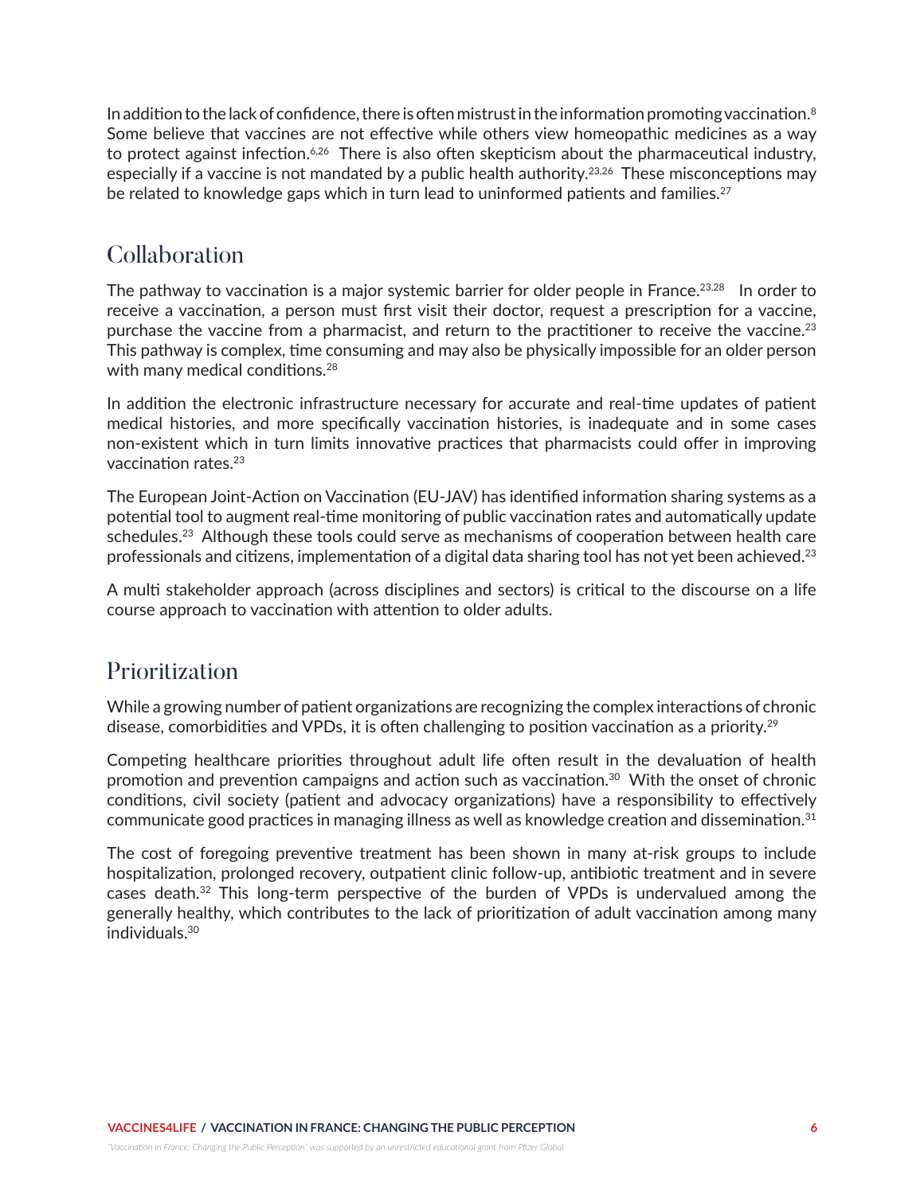In addition to the lack of confidence, there is often mistrust in the information promoting vaccination.[8] Some believe that vaccines are not effective while others view homeopathic medicines as a way to protect against infection.[6,26] There is also often skepticism about the pharmaceutical industry, especially if a vaccine is not mandated by a public health authority.[23,26] These misconceptions may be related to knowledge gaps which in turn lead to uninformed patients and families.[27]

## Collaboration

The pathway to vaccination is a major systemic barrier for older people in France.[23,28] In order to receive a vaccination, a person must first visit their doctor, request a prescription for a vaccine, purchase the vaccine from a pharmacist, and return to the practitioner to receive the vaccine.[23] This pathway is complex, time consuming and may also be physically impossible for an older person with many medical conditions.[28]

In addition the electronic infrastructure necessary for accurate and real-time updates of patient medical histories, and more specifically vaccination histories, is inadequate and in some cases non-existent which in turn limits innovative practices that pharmacists could offer in improving vaccination rates.[23]

The European Joint-Action on Vaccination (EU-JAV) has identified information sharing systems as a potential tool to augment real-time monitoring of public vaccination rates and automatically update schedules.[23] Although these tools could serve as mechanisms of cooperation between health care professionals and citizens, implementation of a digital data sharing tool has not yet been achieved.[23]

A multi stakeholder approach (across disciplines and sectors) is critical to the discourse on a life course approach to vaccination with attention to older adults.

## Prioritization

While a growing number of patient organizations are recognizing the complex interactions of chronic disease, comorbidities and VPDs, it is often challenging to position vaccination as a priority.[29]

Competing healthcare priorities throughout adult life often result in the devaluation of health promotion and prevention campaigns and action such as vaccination.[30] With the onset of chronic conditions, civil society (patient and advocacy organizations) have a responsibility to effectively communicate good practices in managing illness as well as knowledge creation and dissemination.[31]

The cost of foregoing preventive treatment has been shown in many at-risk groups to include hospitalization, prolonged recovery, outpatient clinic follow-up, antibiotic treatment and in severe cases death.[32] This long-term perspective of the burden of VPDs is undervalued among the generally healthy, which contributes to the lack of prioritization of adult vaccination among many individuals.[30]

*"Vaccination in France: Changing the Public Perception" was supported by an unrestricted educational grant from Pfizer Global*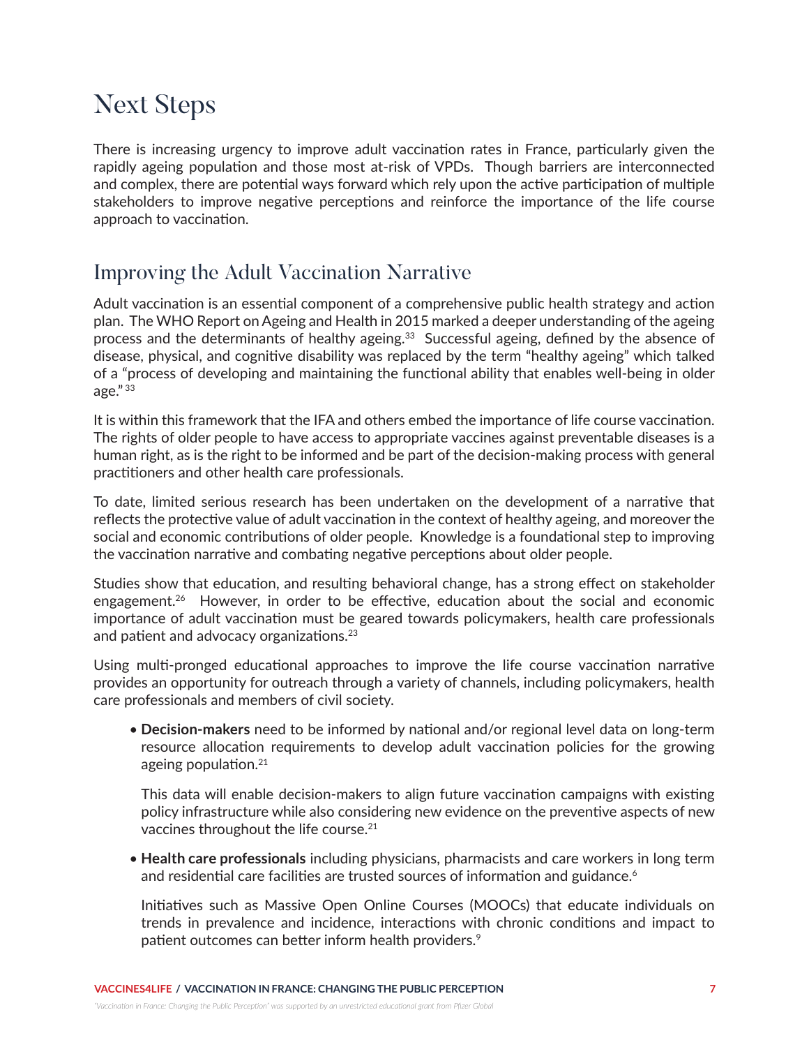# Next Steps

There is increasing urgency to improve adult vaccination rates in France, particularly given the rapidly ageing population and those most at-risk of VPDs. Though barriers are interconnected and complex, there are potential ways forward which rely upon the active participation of multiple stakeholders to improve negative perceptions and reinforce the importance of the life course approach to vaccination.

## Improving the Adult Vaccination Narrative

Adult vaccination is an essential component of a comprehensive public health strategy and action plan. The WHO Report on Ageing and Health in 2015 marked a deeper understanding of the ageing process and the determinants of healthy ageing.[33] Successful ageing, defined by the absence of disease, physical, and cognitive disability was replaced by the term "healthy ageing" which talked of a "process of developing and maintaining the functional ability that enables well-being in older age."[33]

It is within this framework that the IFA and others embed the importance of life course vaccination. The rights of older people to have access to appropriate vaccines against preventable diseases is a human right, as is the right to be informed and be part of the decision-making process with general practitioners and other health care professionals.

To date, limited serious research has been undertaken on the development of a narrative that reflects the protective value of adult vaccination in the context of healthy ageing, and moreover the social and economic contributions of older people. Knowledge is a foundational step to improving the vaccination narrative and combating negative perceptions about older people.

Studies show that education, and resulting behavioral change, has a strong effect on stakeholder engagement.[26] However, in order to be effective, education about the social and economic importance of adult vaccination must be geared towards policymakers, health care professionals and patient and advocacy organizations.[23]

Using multi-pronged educational approaches to improve the life course vaccination narrative provides an opportunity for outreach through a variety of channels, including policymakers, health care professionals and members of civil society.

- **Decision-makers** need to be informed by national and/or regional level data on long-term resource allocation requirements to develop adult vaccination policies for the growing ageing population.[21]

  This data will enable decision-makers to align future vaccination campaigns with existing policy infrastructure while also considering new evidence on the preventive aspects of new vaccines throughout the life course.[21]

- **Health care professionals** including physicians, pharmacists and care workers in long term and residential care facilities are trusted sources of information and guidance.[6]

  Initiatives such as Massive Open Online Courses (MOOCs) that educate individuals on trends in prevalence and incidence, interactions with chronic conditions and impact to patient outcomes can better inform health providers.[9]

*"Vaccination in France: Changing the Public Perception" was supported by an unrestricted educational grant from Pfizer Global*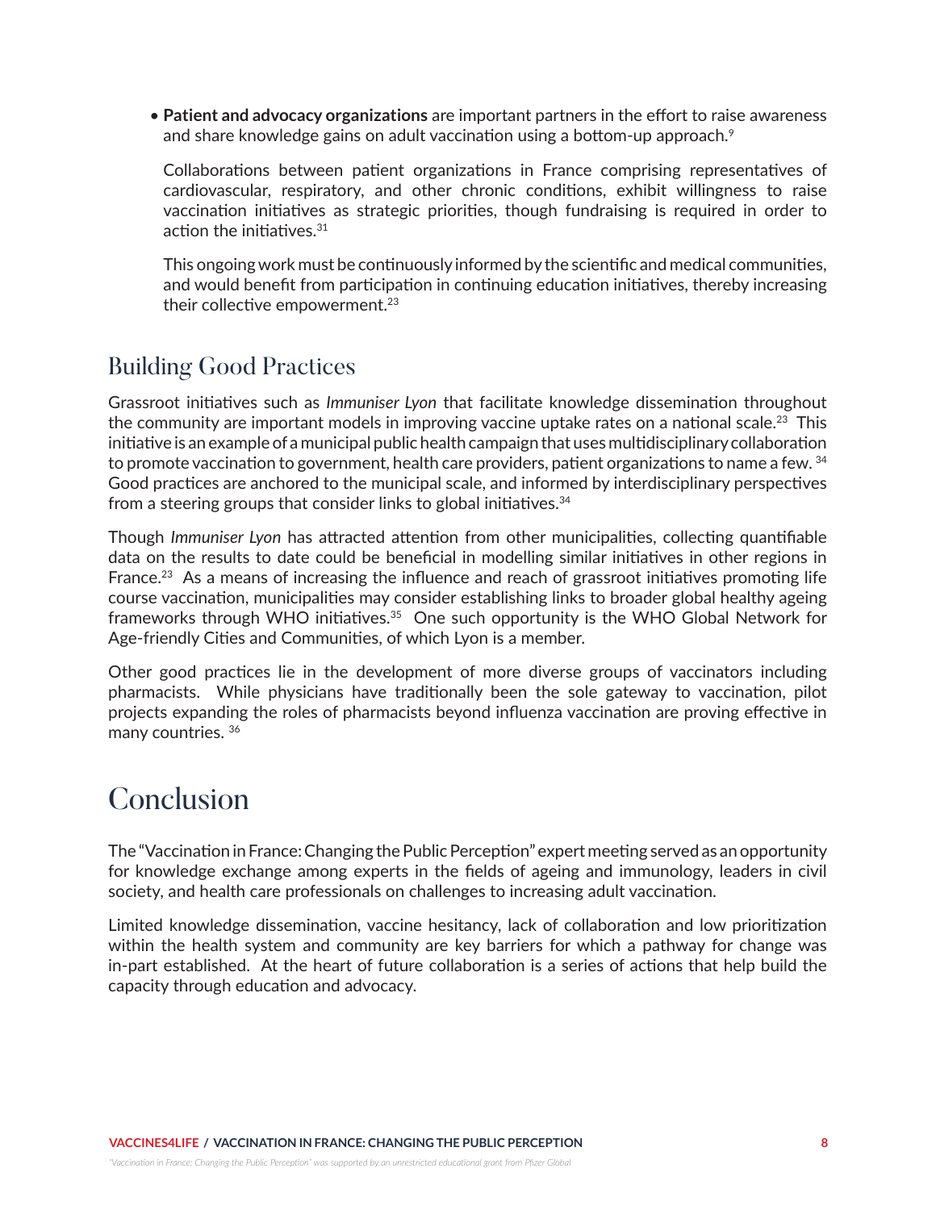- **Patient and advocacy organizations** are important partners in the effort to raise awareness and share knowledge gains on adult vaccination using a bottom-up approach.[9]

  Collaborations between patient organizations in France comprising representatives of cardiovascular, respiratory, and other chronic conditions, exhibit willingness to raise vaccination initiatives as strategic priorities, though fundraising is required in order to action the initiatives.[31]

  This ongoing work must be continuously informed by the scientific and medical communities, and would benefit from participation in continuing education initiatives, thereby increasing their collective empowerment.[23]

## Building Good Practices

Grassroot initiatives such as *Immuniser Lyon* that facilitate knowledge dissemination throughout the community are important models in improving vaccine uptake rates on a national scale.[23] This initiative is an example of a municipal public health campaign that uses multidisciplinary collaboration to promote vaccination to government, health care providers, patient organizations to name a few. [34] Good practices are anchored to the municipal scale, and informed by interdisciplinary perspectives from a steering groups that consider links to global initiatives.[34]

Though *Immuniser Lyon* has attracted attention from other municipalities, collecting quantifiable data on the results to date could be beneficial in modelling similar initiatives in other regions in France.[23] As a means of increasing the influence and reach of grassroot initiatives promoting life course vaccination, municipalities may consider establishing links to broader global healthy ageing frameworks through WHO initiatives.[35] One such opportunity is the WHO Global Network for Age-friendly Cities and Communities, of which Lyon is a member.

Other good practices lie in the development of more diverse groups of vaccinators including pharmacists. While physicians have traditionally been the sole gateway to vaccination, pilot projects expanding the roles of pharmacists beyond influenza vaccination are proving effective in many countries. [36]

# Conclusion

The "Vaccination in France: Changing the Public Perception" expert meeting served as an opportunity for knowledge exchange among experts in the fields of ageing and immunology, leaders in civil society, and health care professionals on challenges to increasing adult vaccination.

Limited knowledge dissemination, vaccine hesitancy, lack of collaboration and low prioritization within the health system and community are key barriers for which a pathway for change was in-part established. At the heart of future collaboration is a series of actions that help build the capacity through education and advocacy.

*"Vaccination in France: Changing the Public Perception" was supported by an unrestricted educational grant from Pfizer Global*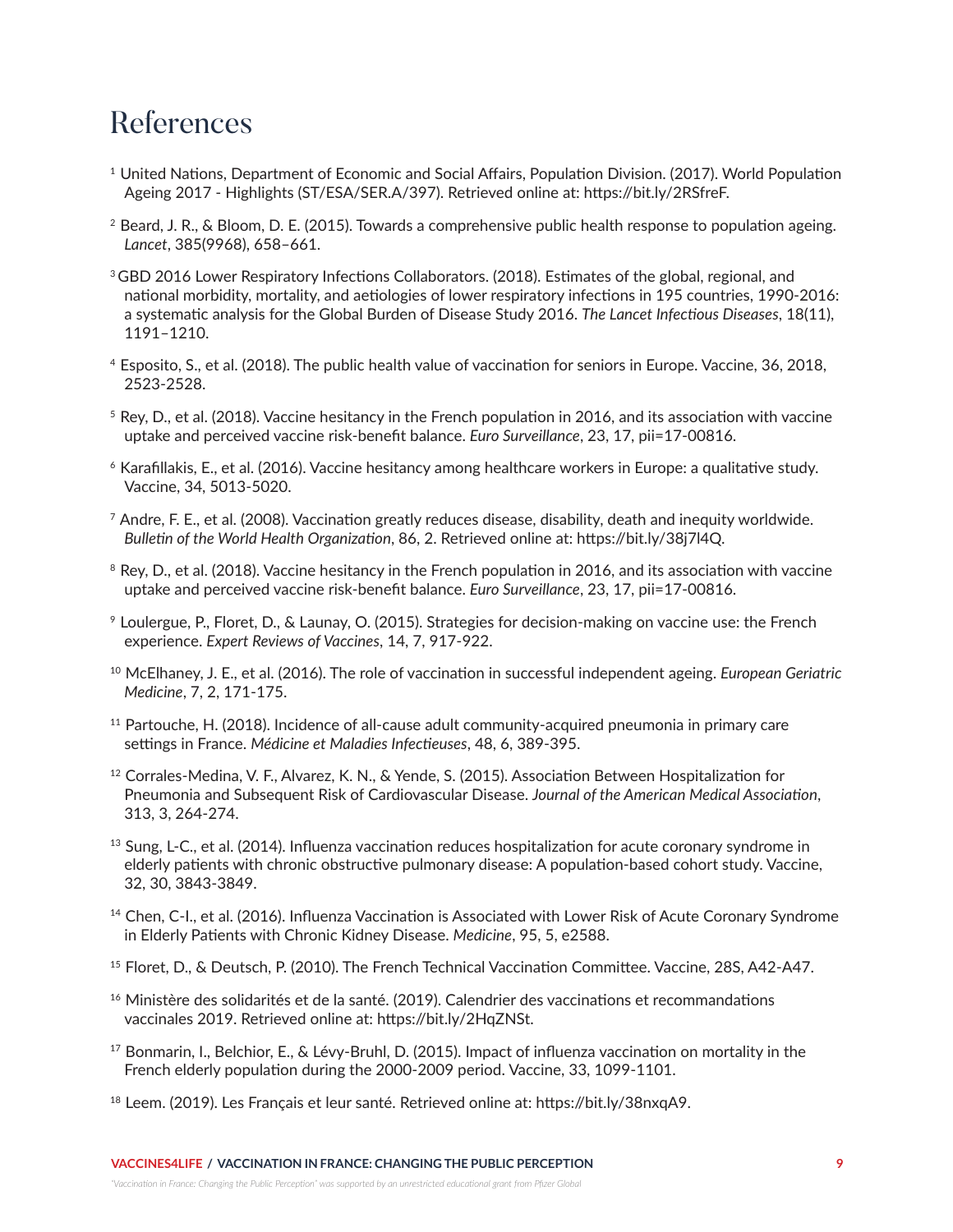# References

[1] United Nations, Department of Economic and Social Affairs, Population Division. (2017). World Population Ageing 2017 - Highlights (ST/ESA/SER.A/397). Retrieved online at: https://bit.ly/2RSfreF.

[2] Beard, J. R., & Bloom, D. E. (2015). Towards a comprehensive public health response to population ageing. *Lancet*, 385(9968), 658–661.

[3] GBD 2016 Lower Respiratory Infections Collaborators. (2018). Estimates of the global, regional, and national morbidity, mortality, and aetiologies of lower respiratory infections in 195 countries, 1990-2016: a systematic analysis for the Global Burden of Disease Study 2016. *The Lancet Infectious Diseases*, 18(11), 1191–1210.

[4] Esposito, S., et al. (2018). The public health value of vaccination for seniors in Europe. Vaccine, 36, 2018, 2523-2528.

[5] Rey, D., et al. (2018). Vaccine hesitancy in the French population in 2016, and its association with vaccine uptake and perceived vaccine risk-benefit balance. *Euro Surveillance*, 23, 17, pii=17-00816.

[6] Karafillakis, E., et al. (2016). Vaccine hesitancy among healthcare workers in Europe: a qualitative study. Vaccine, 34, 5013-5020.

[7] Andre, F. E., et al. (2008). Vaccination greatly reduces disease, disability, death and inequity worldwide. *Bulletin of the World Health Organization*, 86, 2. Retrieved online at: https://bit.ly/38j7l4Q.

[8] Rey, D., et al. (2018). Vaccine hesitancy in the French population in 2016, and its association with vaccine uptake and perceived vaccine risk-benefit balance. *Euro Surveillance*, 23, 17, pii=17-00816.

[9] Loulergue, P., Floret, D., & Launay, O. (2015). Strategies for decision-making on vaccine use: the French experience. *Expert Reviews of Vaccines*, 14, 7, 917-922.

[10] McElhaney, J. E., et al. (2016). The role of vaccination in successful independent ageing. *European Geriatric Medicine*, 7, 2, 171-175.

[11] Partouche, H. (2018). Incidence of all-cause adult community-acquired pneumonia in primary care settings in France. *Médicine et Maladies Infectieuses*, 48, 6, 389-395.

[12] Corrales-Medina, V. F., Alvarez, K. N., & Yende, S. (2015). Association Between Hospitalization for Pneumonia and Subsequent Risk of Cardiovascular Disease. *Journal of the American Medical Association*, 313, 3, 264-274.

[13] Sung, L-C., et al. (2014). Influenza vaccination reduces hospitalization for acute coronary syndrome in elderly patients with chronic obstructive pulmonary disease: A population-based cohort study. Vaccine, 32, 30, 3843-3849.

[14] Chen, C-I., et al. (2016). Influenza Vaccination is Associated with Lower Risk of Acute Coronary Syndrome in Elderly Patients with Chronic Kidney Disease. *Medicine*, 95, 5, e2588.

[15] Floret, D., & Deutsch, P. (2010). The French Technical Vaccination Committee. Vaccine, 28S, A42-A47.

[16] Ministère des solidarités et de la santé. (2019). Calendrier des vaccinations et recommandations vaccinales 2019. Retrieved online at: https://bit.ly/2HqZNSt.

[17] Bonmarin, I., Belchior, E., & Lévy-Bruhl, D. (2015). Impact of influenza vaccination on mortality in the French elderly population during the 2000-2009 period. Vaccine, 33, 1099-1101.

[18] Leem. (2019). Les Français et leur santé. Retrieved online at: https://bit.ly/38nxqA9.

*"Vaccination in France: Changing the Public Perception" was supported by an unrestricted educational grant from Pfizer Global*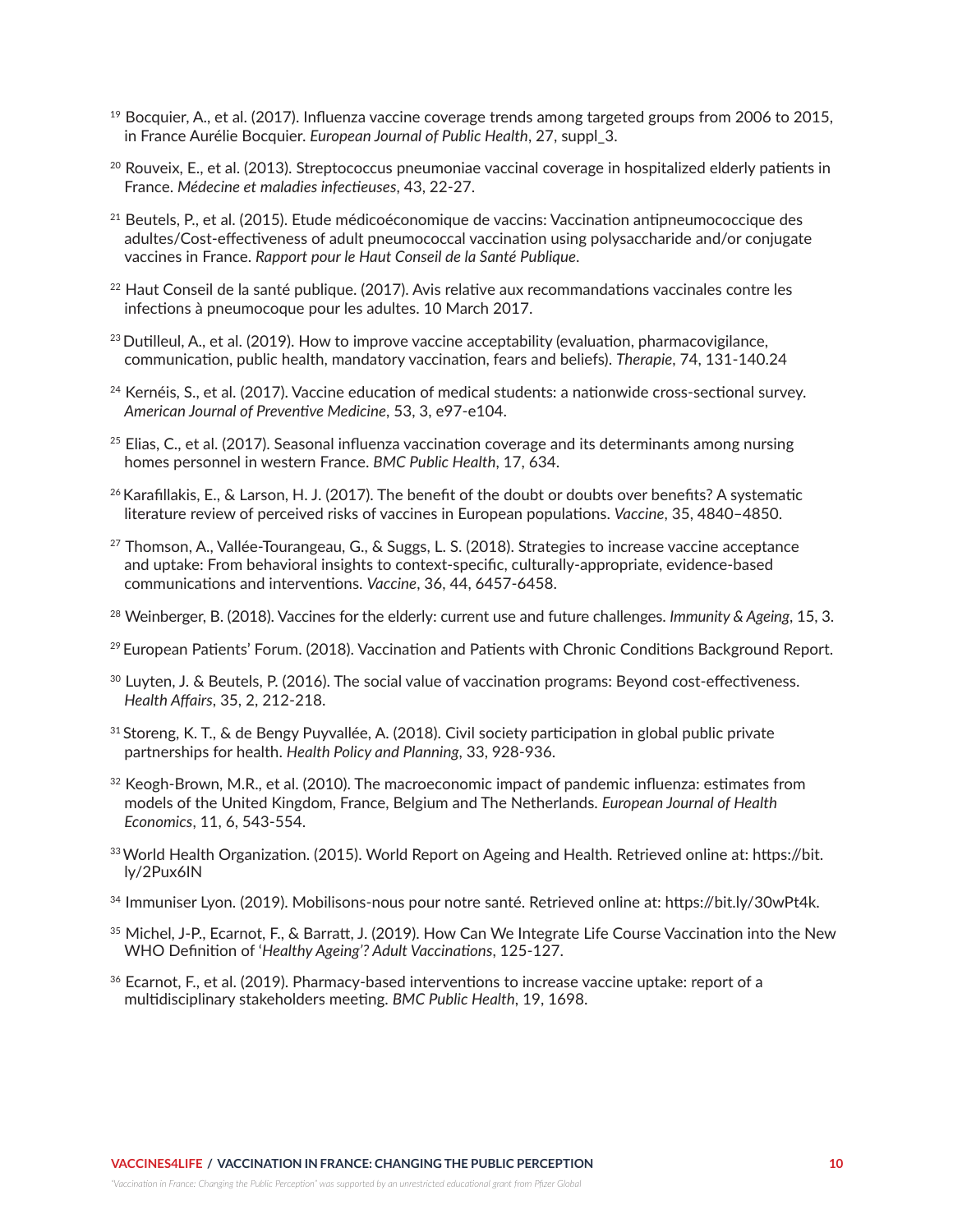[19] Bocquier, A., et al. (2017). Influenza vaccine coverage trends among targeted groups from 2006 to 2015, in France Aurélie Bocquier. *European Journal of Public Health*, 27, suppl_3.

[20] Rouveix, E., et al. (2013). Streptococcus pneumoniae vaccinal coverage in hospitalized elderly patients in France. *Médecine et maladies infectieuses*, 43, 22-27.

[21] Beutels, P., et al. (2015). Etude médicoéconomique de vaccins: Vaccination antipneumococcique des adultes/Cost-effectiveness of adult pneumococcal vaccination using polysaccharide and/or conjugate vaccines in France. *Rapport pour le Haut Conseil de la Santé Publique*.

[22] Haut Conseil de la santé publique. (2017). Avis relative aux recommandations vaccinales contre les infections à pneumocoque pour les adultes. 10 March 2017.

[23] Dutilleul, A., et al. (2019). How to improve vaccine acceptability (evaluation, pharmacovigilance, communication, public health, mandatory vaccination, fears and beliefs). *Therapie*, 74, 131-140.24

[24] Kernéis, S., et al. (2017). Vaccine education of medical students: a nationwide cross-sectional survey. *American Journal of Preventive Medicine*, 53, 3, e97-e104.

[25] Elias, C., et al. (2017). Seasonal influenza vaccination coverage and its determinants among nursing homes personnel in western France. *BMC Public Health*, 17, 634.

[26] Karafillakis, E., & Larson, H. J. (2017). The benefit of the doubt or doubts over benefits? A systematic literature review of perceived risks of vaccines in European populations. *Vaccine*, 35, 4840–4850.

[27] Thomson, A., Vallée-Tourangeau, G., & Suggs, L. S. (2018). Strategies to increase vaccine acceptance and uptake: From behavioral insights to context-specific, culturally-appropriate, evidence-based communications and interventions. *Vaccine*, 36, 44, 6457-6458.

[28] Weinberger, B. (2018). Vaccines for the elderly: current use and future challenges. *Immunity & Ageing*, 15, 3.

[29] European Patients' Forum. (2018). Vaccination and Patients with Chronic Conditions Background Report.

[30] Luyten, J. & Beutels, P. (2016). The social value of vaccination programs: Beyond cost-effectiveness. *Health Affairs*, 35, 2, 212-218.

[31] Storeng, K. T., & de Bengy Puyvallée, A. (2018). Civil society participation in global public private partnerships for health. *Health Policy and Planning*, 33, 928-936.

[32] Keogh-Brown, M.R., et al. (2010). The macroeconomic impact of pandemic influenza: estimates from models of the United Kingdom, France, Belgium and The Netherlands. *European Journal of Health Economics*, 11, 6, 543-554.

[33] World Health Organization. (2015). World Report on Ageing and Health. Retrieved online at: https://bit.ly/2Pux6IN

[34] Immuniser Lyon. (2019). Mobilisons-nous pour notre santé. Retrieved online at: https://bit.ly/30wPt4k.

[35] Michel, J-P., Ecarnot, F., & Barratt, J. (2019). How Can We Integrate Life Course Vaccination into the New WHO Definition of '*Healthy Ageing*'? *Adult Vaccinations*, 125-127.

[36] Ecarnot, F., et al. (2019). Pharmacy-based interventions to increase vaccine uptake: report of a multidisciplinary stakeholders meeting. *BMC Public Health*, 19, 1698.

*"Vaccination in France: Changing the Public Perception" was supported by an unrestricted educational grant from Pfizer Global*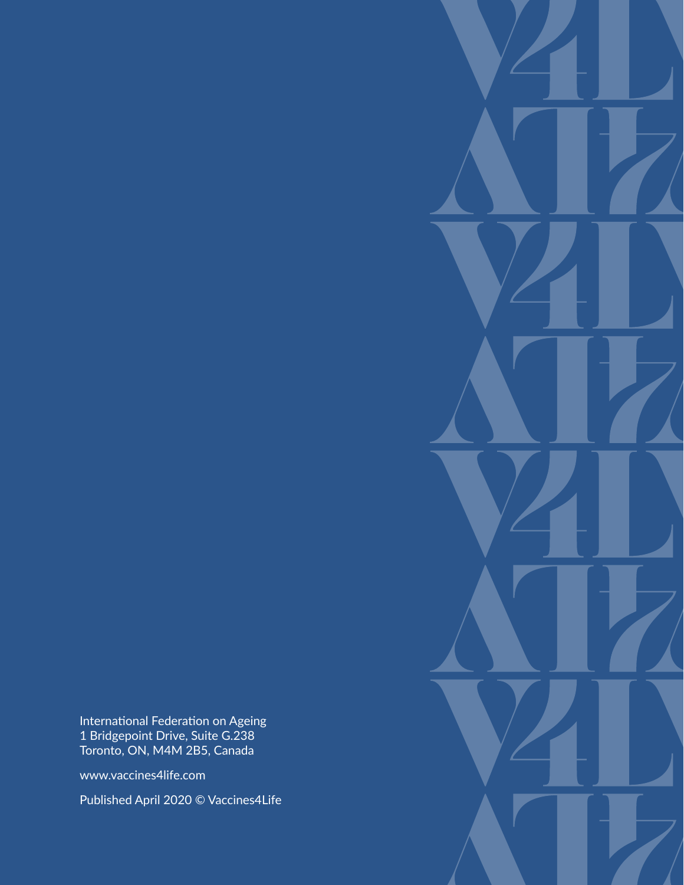International Federation on Ageing
1 Bridgepoint Drive, Suite G.238
Toronto, ON, M4M 2B5, Canada

www.vaccines4life.com

Published April 2020 © Vaccines4Life